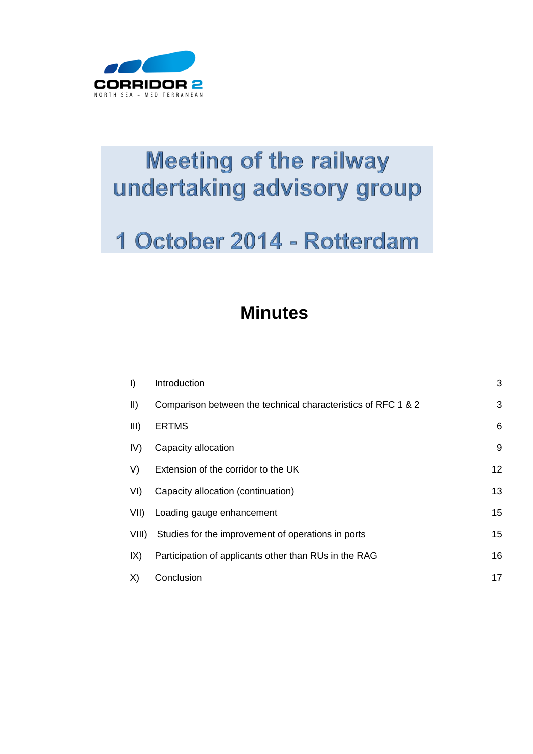CORRIDOR 2
NORTH SEA – MEDITERRANEAN

# Meeting of the railway undertaking advisory group

# 1 October 2014 - Rotterdam

## Minutes

| | | |
|---|---|---|
| I) | Introduction | 3 |
| II) | Comparison between the technical characteristics of RFC 1 & 2 | 3 |
| III) | ERTMS | 6 |
| IV) | Capacity allocation | 9 |
| V) | Extension of the corridor to the UK | 12 |
| VI) | Capacity allocation (continuation) | 13 |
| VII) | Loading gauge enhancement | 15 |
| VIII) | Studies for the improvement of operations in ports | 15 |
| IX) | Participation of applicants other than RUs in the RAG | 16 |
| X) | Conclusion | 17 |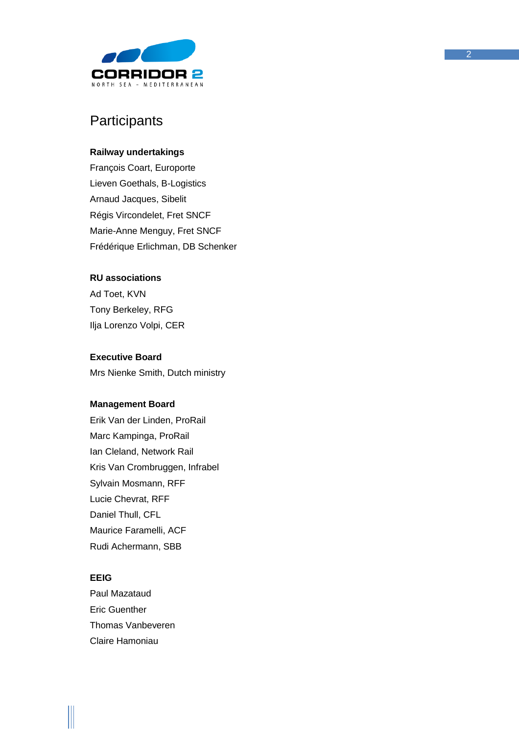# Participants

**Railway undertakings**

François Coart, Europorte
Lieven Goethals, B-Logistics
Arnaud Jacques, Sibelit
Régis Vircondelet, Fret SNCF
Marie-Anne Menguy, Fret SNCF
Frédérique Erlichman, DB Schenker

**RU associations**

Ad Toet, KVN
Tony Berkeley, RFG
Ilja Lorenzo Volpi, CER

**Executive Board**

Mrs Nienke Smith, Dutch ministry

**Management Board**

Erik Van der Linden, ProRail
Marc Kampinga, ProRail
Ian Cleland, Network Rail
Kris Van Crombruggen, Infrabel
Sylvain Mosmann, RFF
Lucie Chevrat, RFF
Daniel Thull, CFL
Maurice Faramelli, ACF
Rudi Achermann, SBB

**EEIG**

Paul Mazataud
Eric Guenther
Thomas Vanbeveren
Claire Hamoniau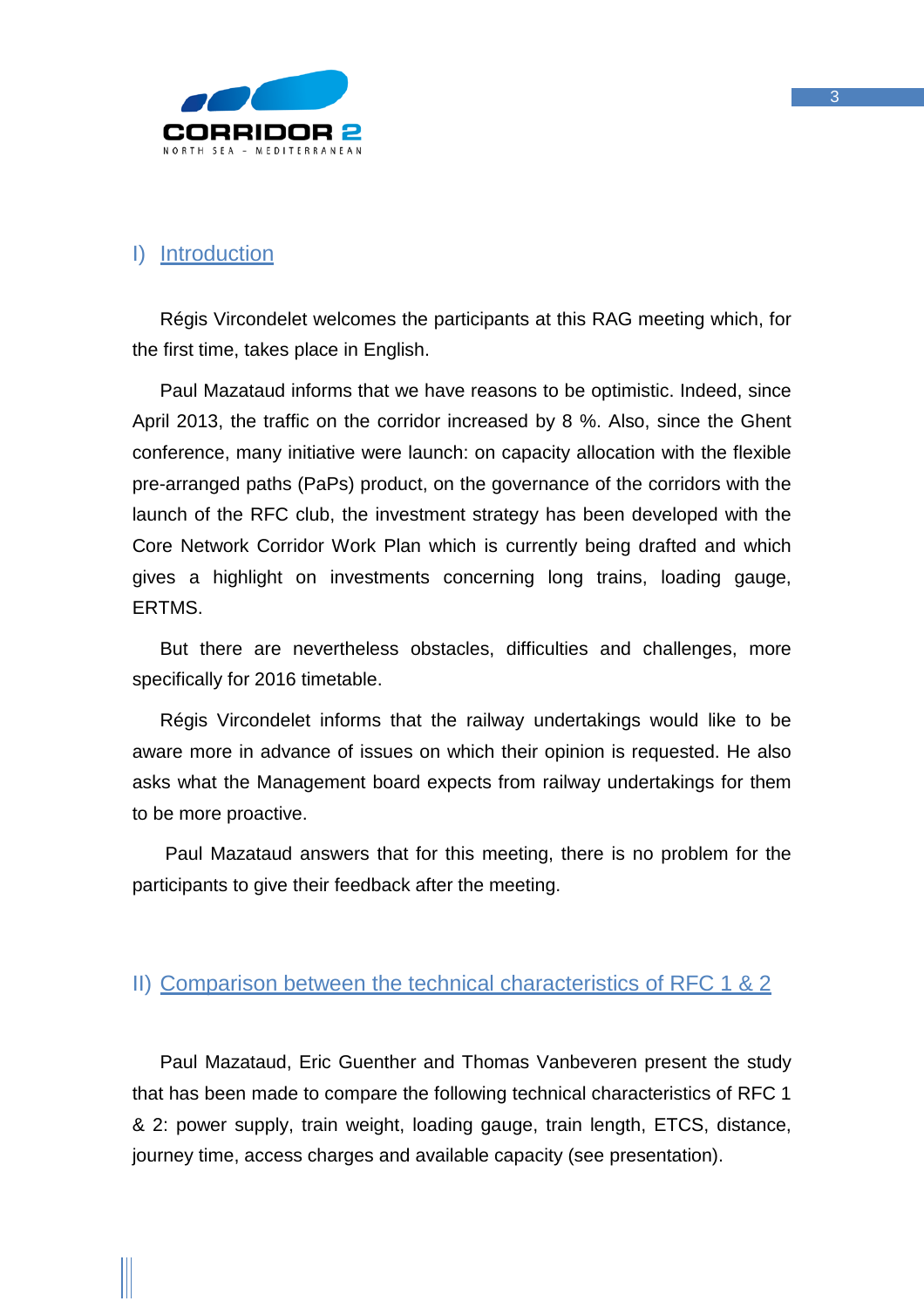## I) Introduction

Régis Vircondelet welcomes the participants at this RAG meeting which, for the first time, takes place in English.

Paul Mazataud informs that we have reasons to be optimistic. Indeed, since April 2013, the traffic on the corridor increased by 8 %. Also, since the Ghent conference, many initiative were launch: on capacity allocation with the flexible pre-arranged paths (PaPs) product, on the governance of the corridors with the launch of the RFC club, the investment strategy has been developed with the Core Network Corridor Work Plan which is currently being drafted and which gives a highlight on investments concerning long trains, loading gauge, ERTMS.

But there are nevertheless obstacles, difficulties and challenges, more specifically for 2016 timetable.

Régis Vircondelet informs that the railway undertakings would like to be aware more in advance of issues on which their opinion is requested. He also asks what the Management board expects from railway undertakings for them to be more proactive.

Paul Mazataud answers that for this meeting, there is no problem for the participants to give their feedback after the meeting.

## II) Comparison between the technical characteristics of RFC 1 & 2

Paul Mazataud, Eric Guenther and Thomas Vanbeveren present the study that has been made to compare the following technical characteristics of RFC 1 & 2: power supply, train weight, loading gauge, train length, ETCS, distance, journey time, access charges and available capacity (see presentation).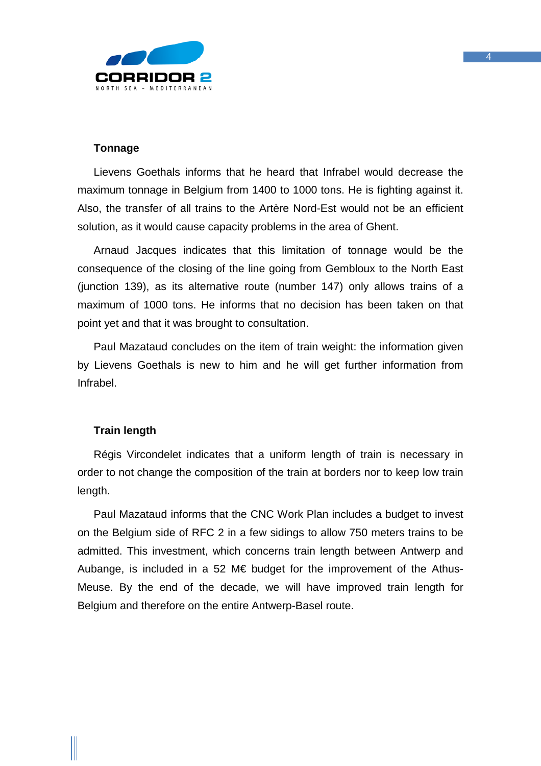**Tonnage**

Lievens Goethals informs that he heard that Infrabel would decrease the maximum tonnage in Belgium from 1400 to 1000 tons. He is fighting against it. Also, the transfer of all trains to the Artère Nord-Est would not be an efficient solution, as it would cause capacity problems in the area of Ghent.

Arnaud Jacques indicates that this limitation of tonnage would be the consequence of the closing of the line going from Gembloux to the North East (junction 139), as its alternative route (number 147) only allows trains of a maximum of 1000 tons. He informs that no decision has been taken on that point yet and that it was brought to consultation.

Paul Mazataud concludes on the item of train weight: the information given by Lievens Goethals is new to him and he will get further information from Infrabel.

**Train length**

Régis Vircondelet indicates that a uniform length of train is necessary in order to not change the composition of the train at borders nor to keep low train length.

Paul Mazataud informs that the CNC Work Plan includes a budget to invest on the Belgium side of RFC 2 in a few sidings to allow 750 meters trains to be admitted. This investment, which concerns train length between Antwerp and Aubange, is included in a 52 M€ budget for the improvement of the Athus-Meuse. By the end of the decade, we will have improved train length for Belgium and therefore on the entire Antwerp-Basel route.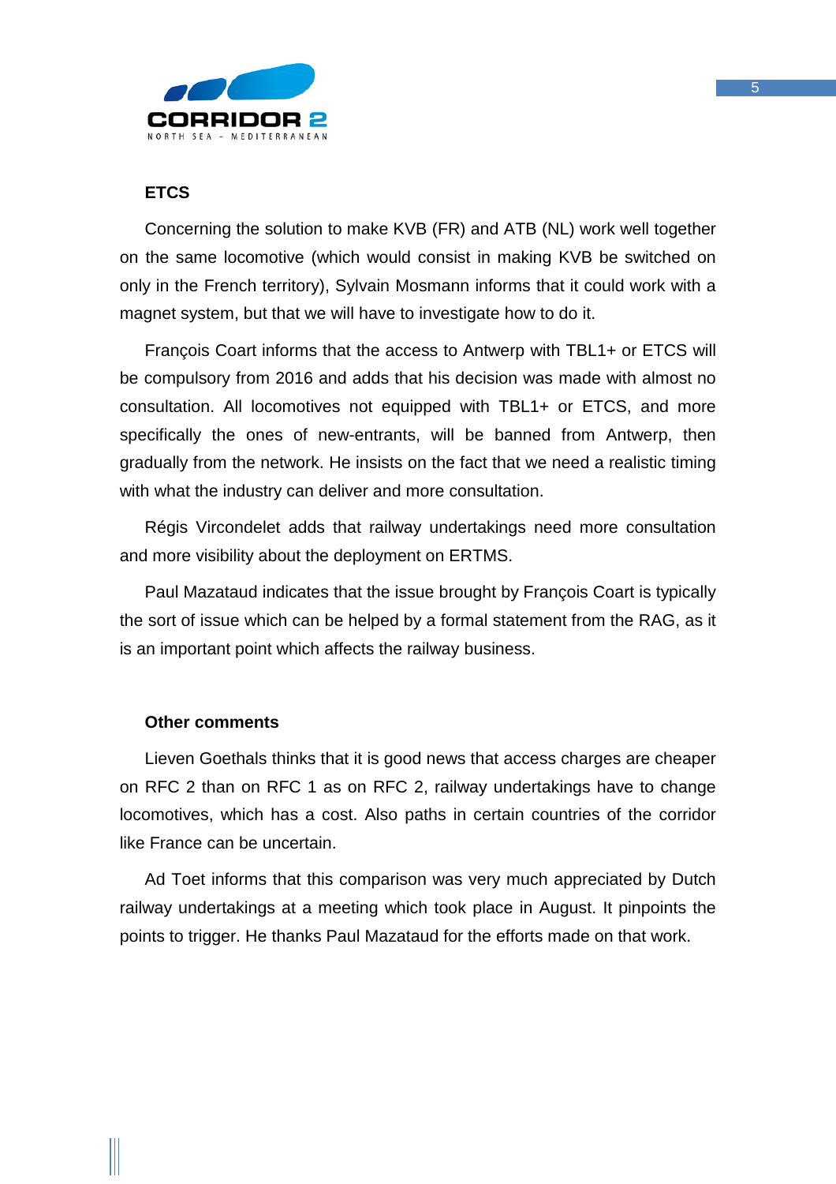### ETCS

Concerning the solution to make KVB (FR) and ATB (NL) work well together on the same locomotive (which would consist in making KVB be switched on only in the French territory), Sylvain Mosmann informs that it could work with a magnet system, but that we will have to investigate how to do it.

François Coart informs that the access to Antwerp with TBL1+ or ETCS will be compulsory from 2016 and adds that his decision was made with almost no consultation. All locomotives not equipped with TBL1+ or ETCS, and more specifically the ones of new-entrants, will be banned from Antwerp, then gradually from the network. He insists on the fact that we need a realistic timing with what the industry can deliver and more consultation.

Régis Vircondelet adds that railway undertakings need more consultation and more visibility about the deployment on ERTMS.

Paul Mazataud indicates that the issue brought by François Coart is typically the sort of issue which can be helped by a formal statement from the RAG, as it is an important point which affects the railway business.

### Other comments

Lieven Goethals thinks that it is good news that access charges are cheaper on RFC 2 than on RFC 1 as on RFC 2, railway undertakings have to change locomotives, which has a cost. Also paths in certain countries of the corridor like France can be uncertain.

Ad Toet informs that this comparison was very much appreciated by Dutch railway undertakings at a meeting which took place in August. It pinpoints the points to trigger. He thanks Paul Mazataud for the efforts made on that work.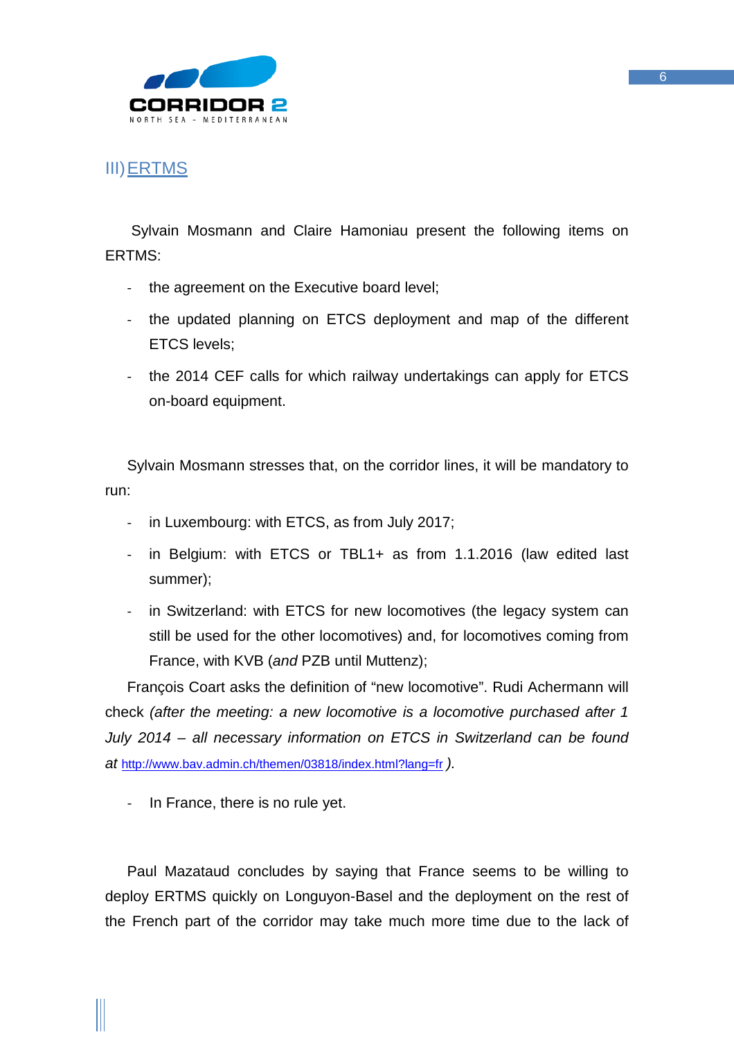## III) ERTMS

Sylvain Mosmann and Claire Hamoniau present the following items on ERTMS:

- the agreement on the Executive board level;
- the updated planning on ETCS deployment and map of the different ETCS levels;
- the 2014 CEF calls for which railway undertakings can apply for ETCS on-board equipment.

Sylvain Mosmann stresses that, on the corridor lines, it will be mandatory to run:

- in Luxembourg: with ETCS, as from July 2017;
- in Belgium: with ETCS or TBL1+ as from 1.1.2016 (law edited last summer);
- in Switzerland: with ETCS for new locomotives (the legacy system can still be used for the other locomotives) and, for locomotives coming from France, with KVB (*and* PZB until Muttenz);

François Coart asks the definition of "new locomotive". Rudi Achermann will check *(after the meeting: a new locomotive is a locomotive purchased after 1 July 2014 – all necessary information on ETCS in Switzerland can be found at* http://www.bav.admin.ch/themen/03818/index.html?lang=fr *).*

- In France, there is no rule yet.

Paul Mazataud concludes by saying that France seems to be willing to deploy ERTMS quickly on Longuyon-Basel and the deployment on the rest of the French part of the corridor may take much more time due to the lack of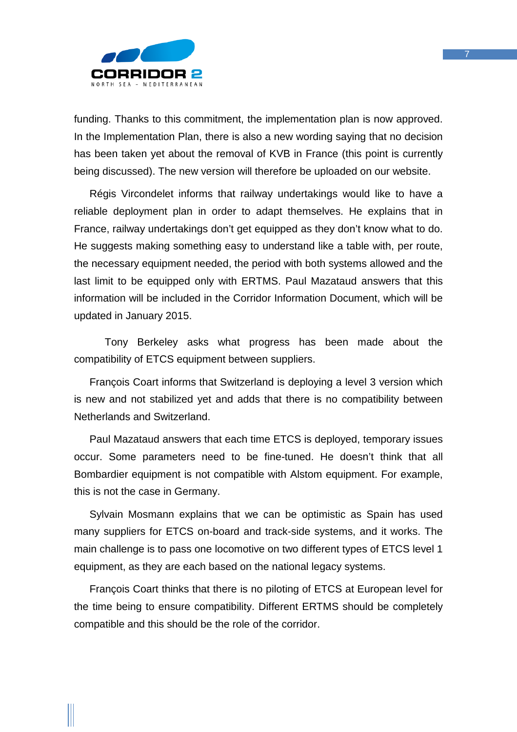funding. Thanks to this commitment, the implementation plan is now approved. In the Implementation Plan, there is also a new wording saying that no decision has been taken yet about the removal of KVB in France (this point is currently being discussed). The new version will therefore be uploaded on our website.

Régis Vircondelet informs that railway undertakings would like to have a reliable deployment plan in order to adapt themselves. He explains that in France, railway undertakings don't get equipped as they don't know what to do. He suggests making something easy to understand like a table with, per route, the necessary equipment needed, the period with both systems allowed and the last limit to be equipped only with ERTMS. Paul Mazataud answers that this information will be included in the Corridor Information Document, which will be updated in January 2015.

Tony Berkeley asks what progress has been made about the compatibility of ETCS equipment between suppliers.

François Coart informs that Switzerland is deploying a level 3 version which is new and not stabilized yet and adds that there is no compatibility between Netherlands and Switzerland.

Paul Mazataud answers that each time ETCS is deployed, temporary issues occur. Some parameters need to be fine-tuned. He doesn't think that all Bombardier equipment is not compatible with Alstom equipment. For example, this is not the case in Germany.

Sylvain Mosmann explains that we can be optimistic as Spain has used many suppliers for ETCS on-board and track-side systems, and it works. The main challenge is to pass one locomotive on two different types of ETCS level 1 equipment, as they are each based on the national legacy systems.

François Coart thinks that there is no piloting of ETCS at European level for the time being to ensure compatibility. Different ERTMS should be completely compatible and this should be the role of the corridor.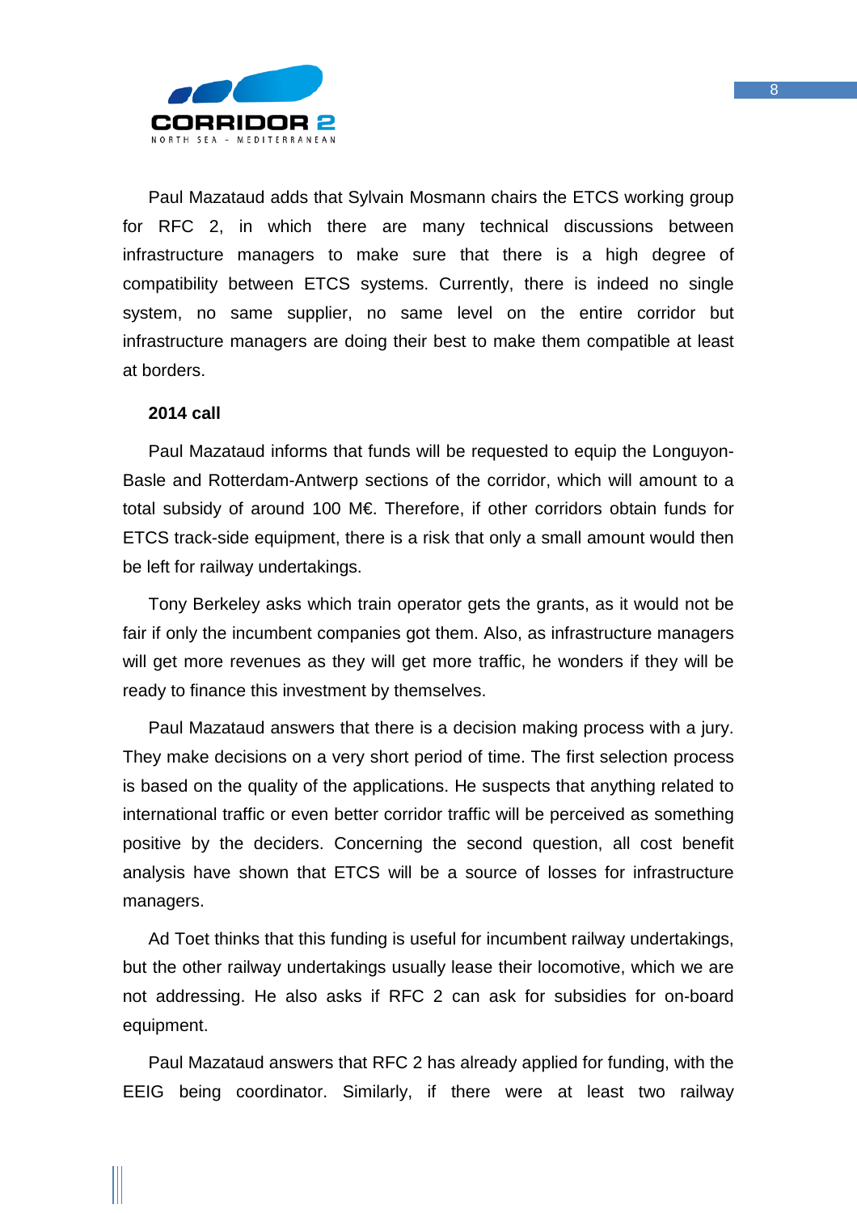Paul Mazataud adds that Sylvain Mosmann chairs the ETCS working group for RFC 2, in which there are many technical discussions between infrastructure managers to make sure that there is a high degree of compatibility between ETCS systems. Currently, there is indeed no single system, no same supplier, no same level on the entire corridor but infrastructure managers are doing their best to make them compatible at least at borders.

**2014 call**

Paul Mazataud informs that funds will be requested to equip the Longuyon-Basle and Rotterdam-Antwerp sections of the corridor, which will amount to a total subsidy of around 100 M€. Therefore, if other corridors obtain funds for ETCS track-side equipment, there is a risk that only a small amount would then be left for railway undertakings.

Tony Berkeley asks which train operator gets the grants, as it would not be fair if only the incumbent companies got them. Also, as infrastructure managers will get more revenues as they will get more traffic, he wonders if they will be ready to finance this investment by themselves.

Paul Mazataud answers that there is a decision making process with a jury. They make decisions on a very short period of time. The first selection process is based on the quality of the applications. He suspects that anything related to international traffic or even better corridor traffic will be perceived as something positive by the deciders. Concerning the second question, all cost benefit analysis have shown that ETCS will be a source of losses for infrastructure managers.

Ad Toet thinks that this funding is useful for incumbent railway undertakings, but the other railway undertakings usually lease their locomotive, which we are not addressing. He also asks if RFC 2 can ask for subsidies for on-board equipment.

Paul Mazataud answers that RFC 2 has already applied for funding, with the EEIG being coordinator. Similarly, if there were at least two railway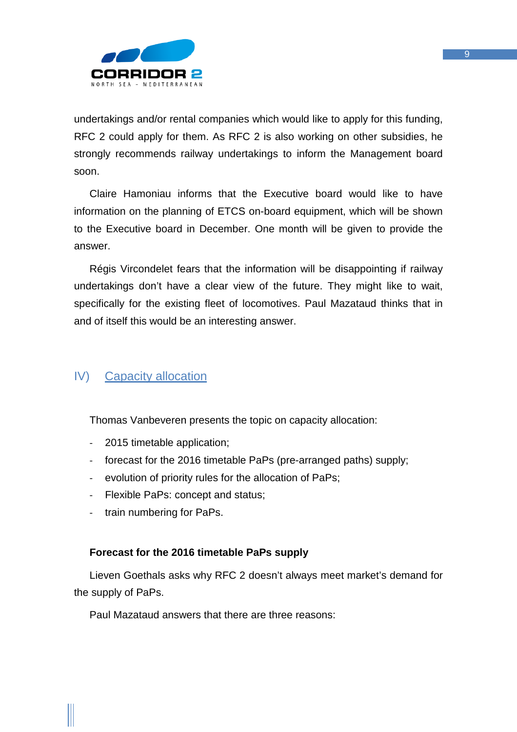undertakings and/or rental companies which would like to apply for this funding, RFC 2 could apply for them. As RFC 2 is also working on other subsidies, he strongly recommends railway undertakings to inform the Management board soon.

Claire Hamoniau informs that the Executive board would like to have information on the planning of ETCS on-board equipment, which will be shown to the Executive board in December. One month will be given to provide the answer.

Régis Vircondelet fears that the information will be disappointing if railway undertakings don't have a clear view of the future. They might like to wait, specifically for the existing fleet of locomotives. Paul Mazataud thinks that in and of itself this would be an interesting answer.

## IV) Capacity allocation

Thomas Vanbeveren presents the topic on capacity allocation:

- 2015 timetable application;
- forecast for the 2016 timetable PaPs (pre-arranged paths) supply;
- evolution of priority rules for the allocation of PaPs;
- Flexible PaPs: concept and status;
- train numbering for PaPs.

**Forecast for the 2016 timetable PaPs supply**

Lieven Goethals asks why RFC 2 doesn't always meet market's demand for the supply of PaPs.

Paul Mazataud answers that there are three reasons: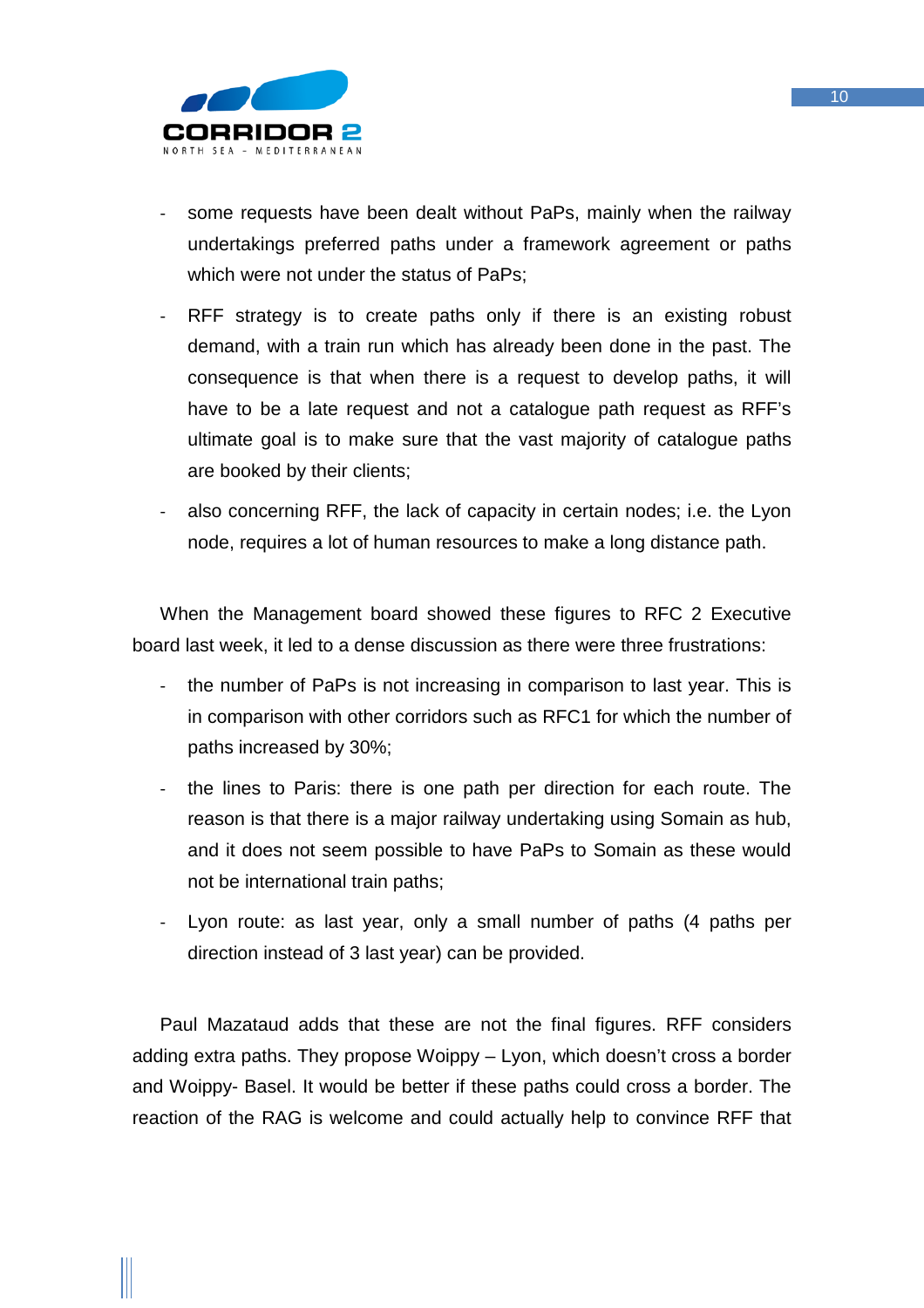- some requests have been dealt without PaPs, mainly when the railway undertakings preferred paths under a framework agreement or paths which were not under the status of PaPs;
- RFF strategy is to create paths only if there is an existing robust demand, with a train run which has already been done in the past. The consequence is that when there is a request to develop paths, it will have to be a late request and not a catalogue path request as RFF's ultimate goal is to make sure that the vast majority of catalogue paths are booked by their clients;
- also concerning RFF, the lack of capacity in certain nodes; i.e. the Lyon node, requires a lot of human resources to make a long distance path.

When the Management board showed these figures to RFC 2 Executive board last week, it led to a dense discussion as there were three frustrations:

- the number of PaPs is not increasing in comparison to last year. This is in comparison with other corridors such as RFC1 for which the number of paths increased by 30%;
- the lines to Paris: there is one path per direction for each route. The reason is that there is a major railway undertaking using Somain as hub, and it does not seem possible to have PaPs to Somain as these would not be international train paths;
- Lyon route: as last year, only a small number of paths (4 paths per direction instead of 3 last year) can be provided.

Paul Mazataud adds that these are not the final figures. RFF considers adding extra paths. They propose Woippy – Lyon, which doesn't cross a border and Woippy- Basel. It would be better if these paths could cross a border. The reaction of the RAG is welcome and could actually help to convince RFF that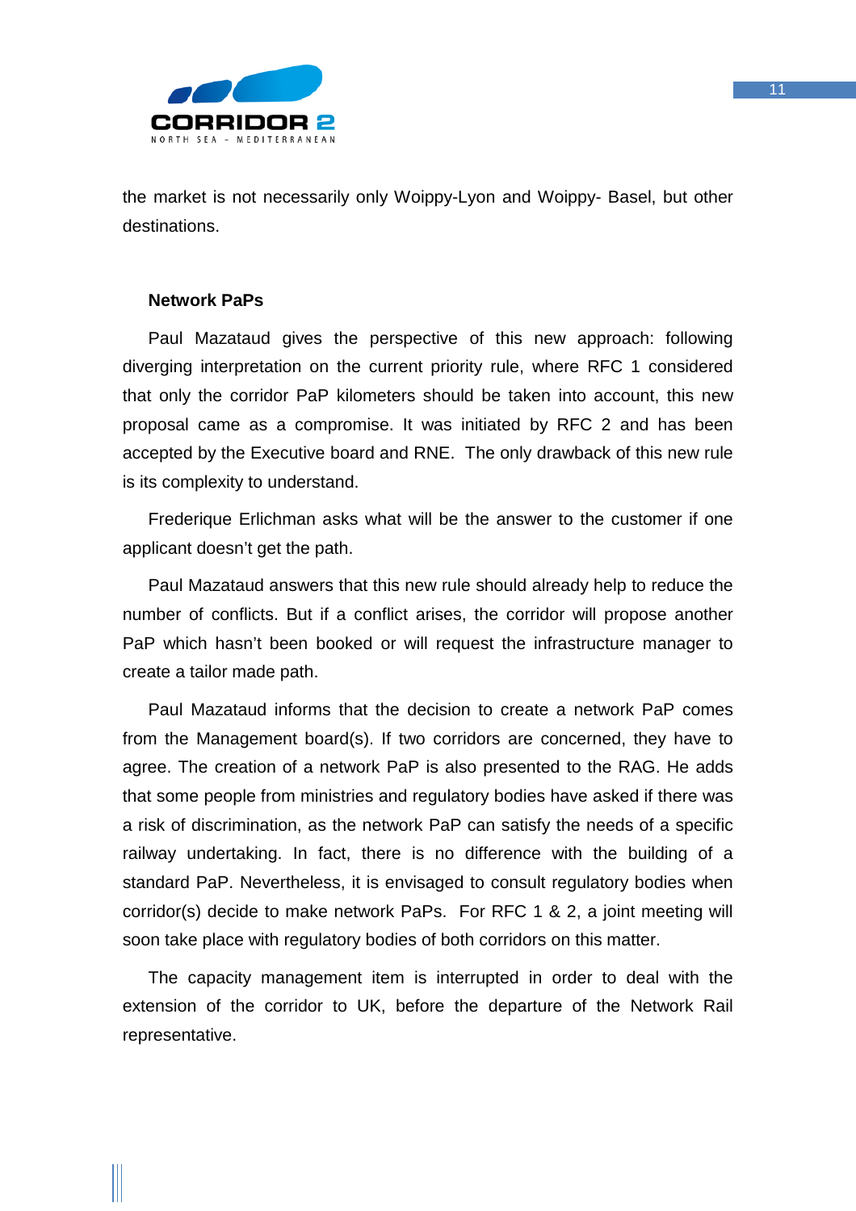the market is not necessarily only Woippy-Lyon and Woippy- Basel, but other destinations.

**Network PaPs**

Paul Mazataud gives the perspective of this new approach: following diverging interpretation on the current priority rule, where RFC 1 considered that only the corridor PaP kilometers should be taken into account, this new proposal came as a compromise. It was initiated by RFC 2 and has been accepted by the Executive board and RNE. The only drawback of this new rule is its complexity to understand.

Frederique Erlichman asks what will be the answer to the customer if one applicant doesn't get the path.

Paul Mazataud answers that this new rule should already help to reduce the number of conflicts. But if a conflict arises, the corridor will propose another PaP which hasn't been booked or will request the infrastructure manager to create a tailor made path.

Paul Mazataud informs that the decision to create a network PaP comes from the Management board(s). If two corridors are concerned, they have to agree. The creation of a network PaP is also presented to the RAG. He adds that some people from ministries and regulatory bodies have asked if there was a risk of discrimination, as the network PaP can satisfy the needs of a specific railway undertaking. In fact, there is no difference with the building of a standard PaP. Nevertheless, it is envisaged to consult regulatory bodies when corridor(s) decide to make network PaPs. For RFC 1 & 2, a joint meeting will soon take place with regulatory bodies of both corridors on this matter.

The capacity management item is interrupted in order to deal with the extension of the corridor to UK, before the departure of the Network Rail representative.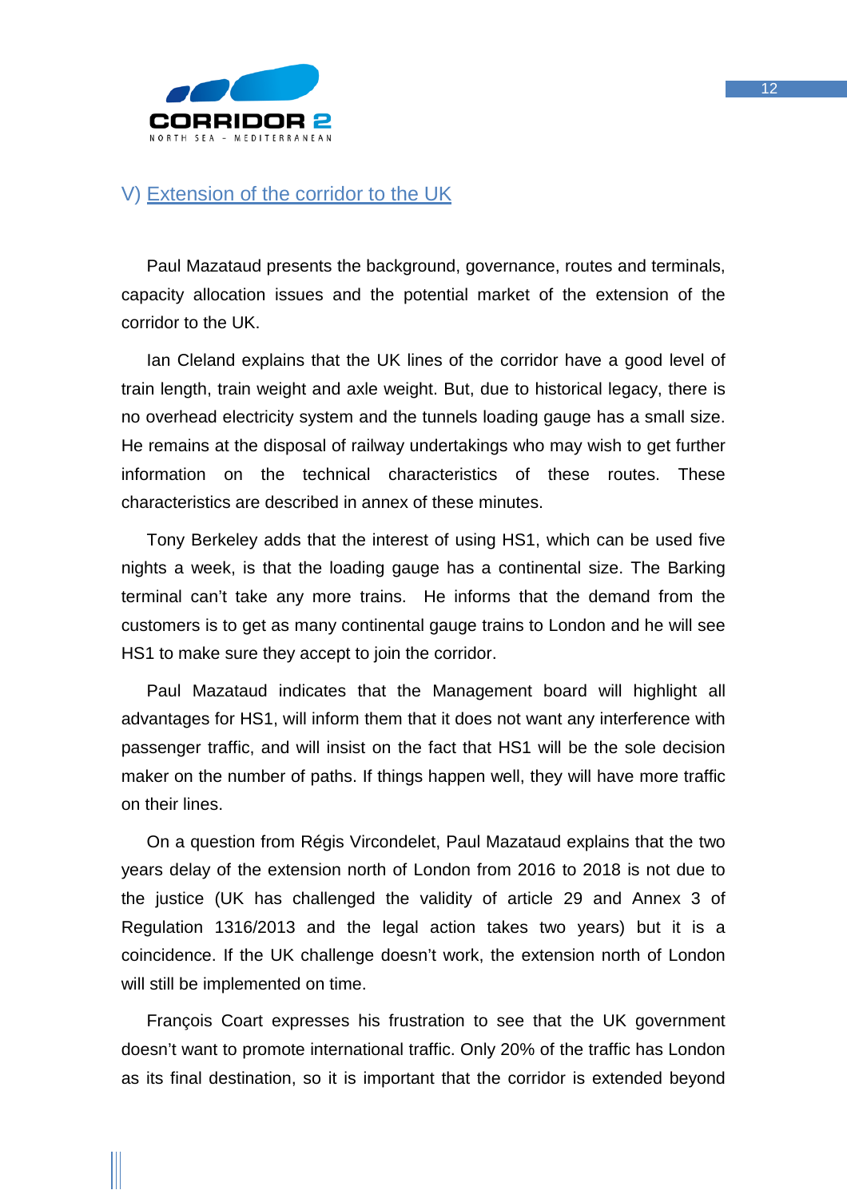## V) Extension of the corridor to the UK

Paul Mazataud presents the background, governance, routes and terminals, capacity allocation issues and the potential market of the extension of the corridor to the UK.

Ian Cleland explains that the UK lines of the corridor have a good level of train length, train weight and axle weight. But, due to historical legacy, there is no overhead electricity system and the tunnels loading gauge has a small size. He remains at the disposal of railway undertakings who may wish to get further information on the technical characteristics of these routes. These characteristics are described in annex of these minutes.

Tony Berkeley adds that the interest of using HS1, which can be used five nights a week, is that the loading gauge has a continental size. The Barking terminal can't take any more trains. He informs that the demand from the customers is to get as many continental gauge trains to London and he will see HS1 to make sure they accept to join the corridor.

Paul Mazataud indicates that the Management board will highlight all advantages for HS1, will inform them that it does not want any interference with passenger traffic, and will insist on the fact that HS1 will be the sole decision maker on the number of paths. If things happen well, they will have more traffic on their lines.

On a question from Régis Vircondelet, Paul Mazataud explains that the two years delay of the extension north of London from 2016 to 2018 is not due to the justice (UK has challenged the validity of article 29 and Annex 3 of Regulation 1316/2013 and the legal action takes two years) but it is a coincidence. If the UK challenge doesn't work, the extension north of London will still be implemented on time.

François Coart expresses his frustration to see that the UK government doesn't want to promote international traffic. Only 20% of the traffic has London as its final destination, so it is important that the corridor is extended beyond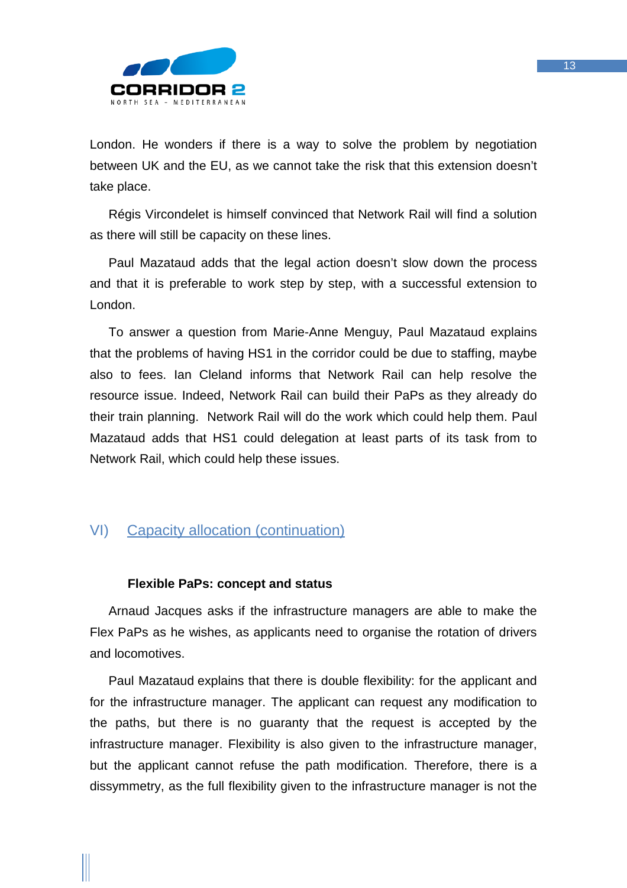London. He wonders if there is a way to solve the problem by negotiation between UK and the EU, as we cannot take the risk that this extension doesn't take place.

Régis Vircondelet is himself convinced that Network Rail will find a solution as there will still be capacity on these lines.

Paul Mazataud adds that the legal action doesn't slow down the process and that it is preferable to work step by step, with a successful extension to London.

To answer a question from Marie-Anne Menguy, Paul Mazataud explains that the problems of having HS1 in the corridor could be due to staffing, maybe also to fees. Ian Cleland informs that Network Rail can help resolve the resource issue. Indeed, Network Rail can build their PaPs as they already do their train planning. Network Rail will do the work which could help them. Paul Mazataud adds that HS1 could delegation at least parts of its task from to Network Rail, which could help these issues.

## VI) Capacity allocation (continuation)

**Flexible PaPs: concept and status**

Arnaud Jacques asks if the infrastructure managers are able to make the Flex PaPs as he wishes, as applicants need to organise the rotation of drivers and locomotives.

Paul Mazataud explains that there is double flexibility: for the applicant and for the infrastructure manager. The applicant can request any modification to the paths, but there is no guaranty that the request is accepted by the infrastructure manager. Flexibility is also given to the infrastructure manager, but the applicant cannot refuse the path modification. Therefore, there is a dissymmetry, as the full flexibility given to the infrastructure manager is not the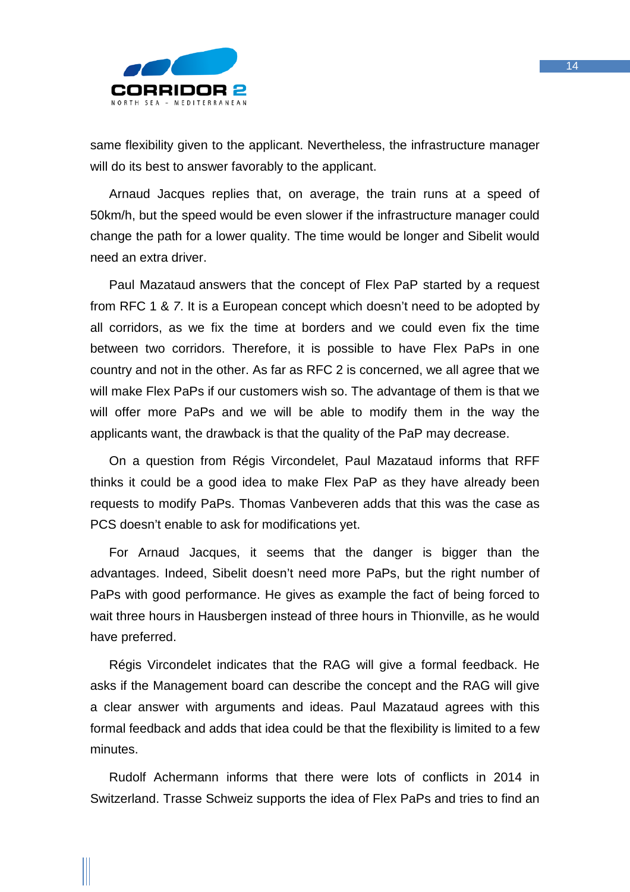same flexibility given to the applicant. Nevertheless, the infrastructure manager will do its best to answer favorably to the applicant.

Arnaud Jacques replies that, on average, the train runs at a speed of 50km/h, but the speed would be even slower if the infrastructure manager could change the path for a lower quality. The time would be longer and Sibelit would need an extra driver.

Paul Mazataud answers that the concept of Flex PaP started by a request from RFC 1 & 7. It is a European concept which doesn't need to be adopted by all corridors, as we fix the time at borders and we could even fix the time between two corridors. Therefore, it is possible to have Flex PaPs in one country and not in the other. As far as RFC 2 is concerned, we all agree that we will make Flex PaPs if our customers wish so. The advantage of them is that we will offer more PaPs and we will be able to modify them in the way the applicants want, the drawback is that the quality of the PaP may decrease.

On a question from Régis Vircondelet, Paul Mazataud informs that RFF thinks it could be a good idea to make Flex PaP as they have already been requests to modify PaPs. Thomas Vanbeveren adds that this was the case as PCS doesn't enable to ask for modifications yet.

For Arnaud Jacques, it seems that the danger is bigger than the advantages. Indeed, Sibelit doesn't need more PaPs, but the right number of PaPs with good performance. He gives as example the fact of being forced to wait three hours in Hausbergen instead of three hours in Thionville, as he would have preferred.

Régis Vircondelet indicates that the RAG will give a formal feedback. He asks if the Management board can describe the concept and the RAG will give a clear answer with arguments and ideas. Paul Mazataud agrees with this formal feedback and adds that idea could be that the flexibility is limited to a few minutes.

Rudolf Achermann informs that there were lots of conflicts in 2014 in Switzerland. Trasse Schweiz supports the idea of Flex PaPs and tries to find an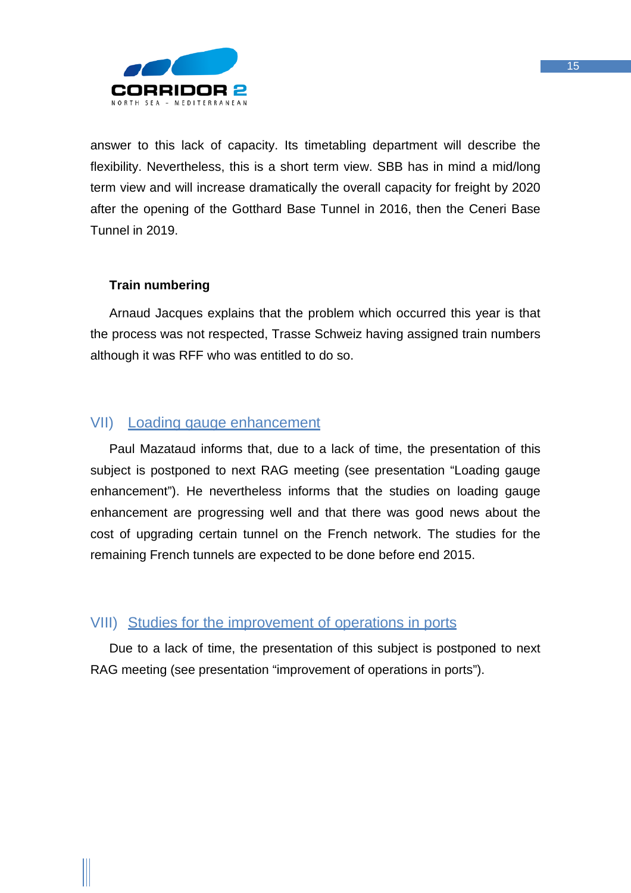answer to this lack of capacity. Its timetabling department will describe the flexibility. Nevertheless, this is a short term view. SBB has in mind a mid/long term view and will increase dramatically the overall capacity for freight by 2020 after the opening of the Gotthard Base Tunnel in 2016, then the Ceneri Base Tunnel in 2019.

**Train numbering**

Arnaud Jacques explains that the problem which occurred this year is that the process was not respected, Trasse Schweiz having assigned train numbers although it was RFF who was entitled to do so.

## VII) Loading gauge enhancement

Paul Mazataud informs that, due to a lack of time, the presentation of this subject is postponed to next RAG meeting (see presentation "Loading gauge enhancement"). He nevertheless informs that the studies on loading gauge enhancement are progressing well and that there was good news about the cost of upgrading certain tunnel on the French network. The studies for the remaining French tunnels are expected to be done before end 2015.

## VIII) Studies for the improvement of operations in ports

Due to a lack of time, the presentation of this subject is postponed to next RAG meeting (see presentation "improvement of operations in ports").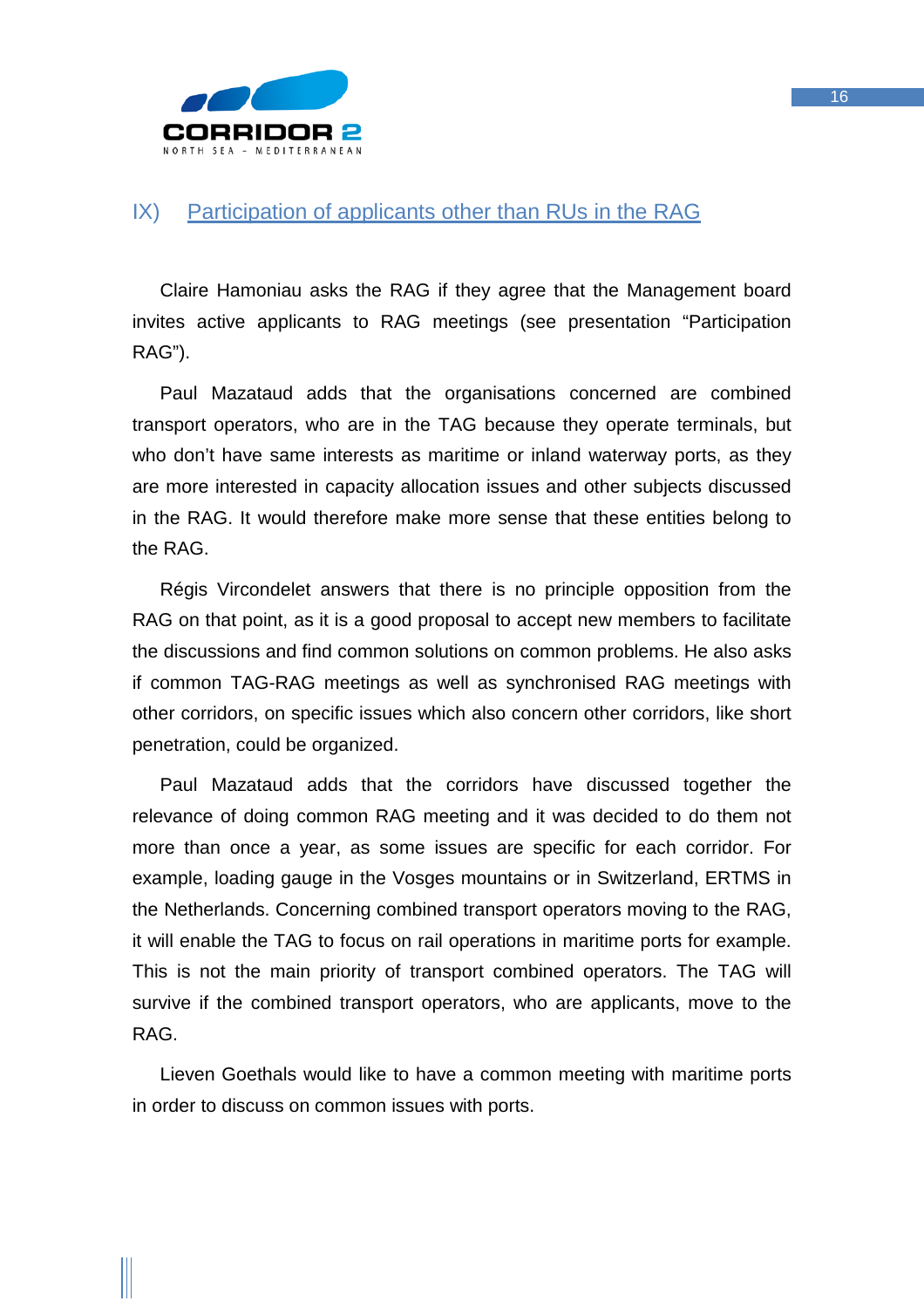## IX) Participation of applicants other than RUs in the RAG

Claire Hamoniau asks the RAG if they agree that the Management board invites active applicants to RAG meetings (see presentation "Participation RAG").

Paul Mazataud adds that the organisations concerned are combined transport operators, who are in the TAG because they operate terminals, but who don't have same interests as maritime or inland waterway ports, as they are more interested in capacity allocation issues and other subjects discussed in the RAG. It would therefore make more sense that these entities belong to the RAG.

Régis Vircondelet answers that there is no principle opposition from the RAG on that point, as it is a good proposal to accept new members to facilitate the discussions and find common solutions on common problems. He also asks if common TAG-RAG meetings as well as synchronised RAG meetings with other corridors, on specific issues which also concern other corridors, like short penetration, could be organized.

Paul Mazataud adds that the corridors have discussed together the relevance of doing common RAG meeting and it was decided to do them not more than once a year, as some issues are specific for each corridor. For example, loading gauge in the Vosges mountains or in Switzerland, ERTMS in the Netherlands. Concerning combined transport operators moving to the RAG, it will enable the TAG to focus on rail operations in maritime ports for example. This is not the main priority of transport combined operators. The TAG will survive if the combined transport operators, who are applicants, move to the RAG.

Lieven Goethals would like to have a common meeting with maritime ports in order to discuss on common issues with ports.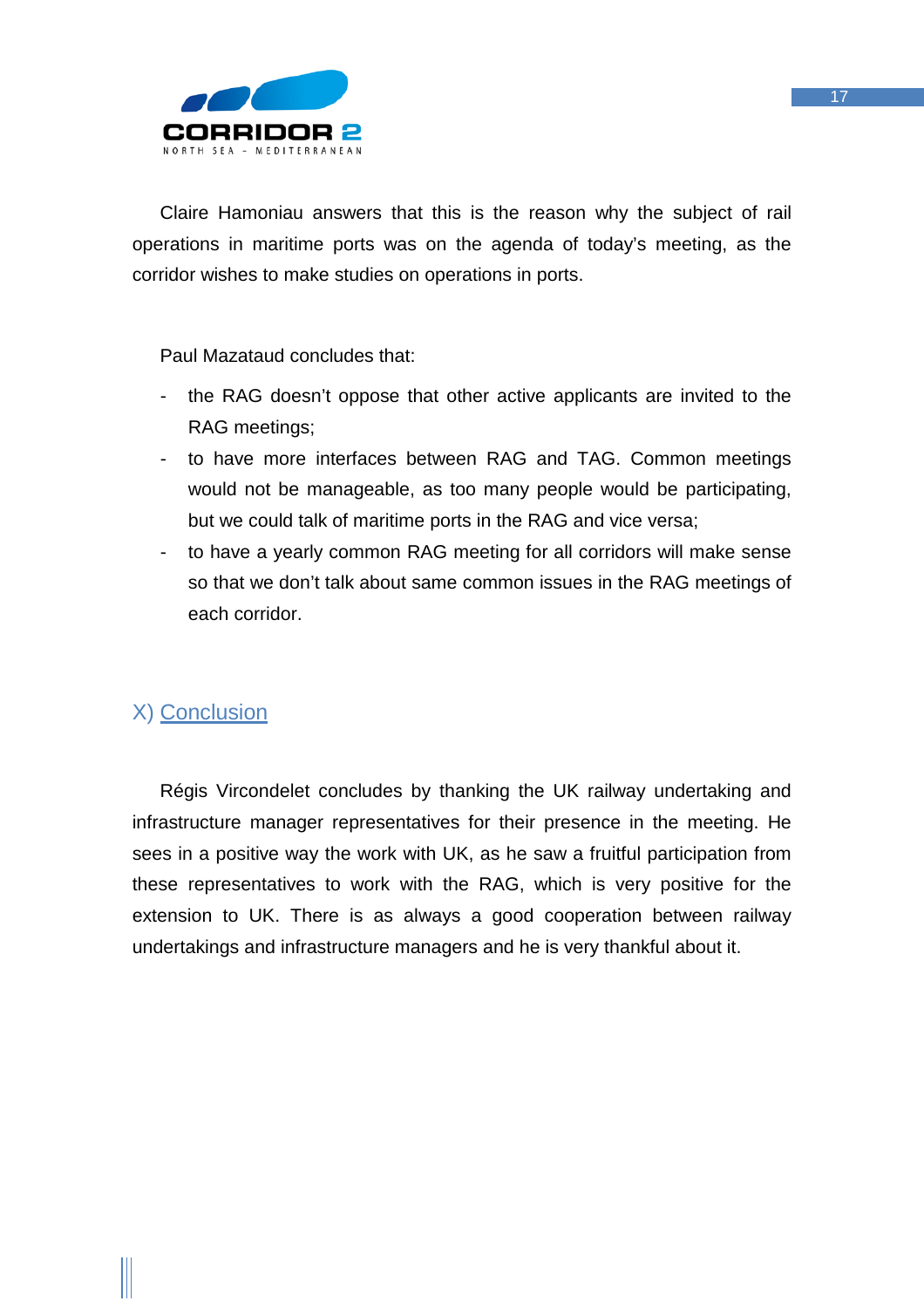Claire Hamoniau answers that this is the reason why the subject of rail operations in maritime ports was on the agenda of today's meeting, as the corridor wishes to make studies on operations in ports.

Paul Mazataud concludes that:

- the RAG doesn't oppose that other active applicants are invited to the RAG meetings;
- to have more interfaces between RAG and TAG. Common meetings would not be manageable, as too many people would be participating, but we could talk of maritime ports in the RAG and vice versa;
- to have a yearly common RAG meeting for all corridors will make sense so that we don't talk about same common issues in the RAG meetings of each corridor.

## X) Conclusion

Régis Vircondelet concludes by thanking the UK railway undertaking and infrastructure manager representatives for their presence in the meeting. He sees in a positive way the work with UK, as he saw a fruitful participation from these representatives to work with the RAG, which is very positive for the extension to UK. There is as always a good cooperation between railway undertakings and infrastructure managers and he is very thankful about it.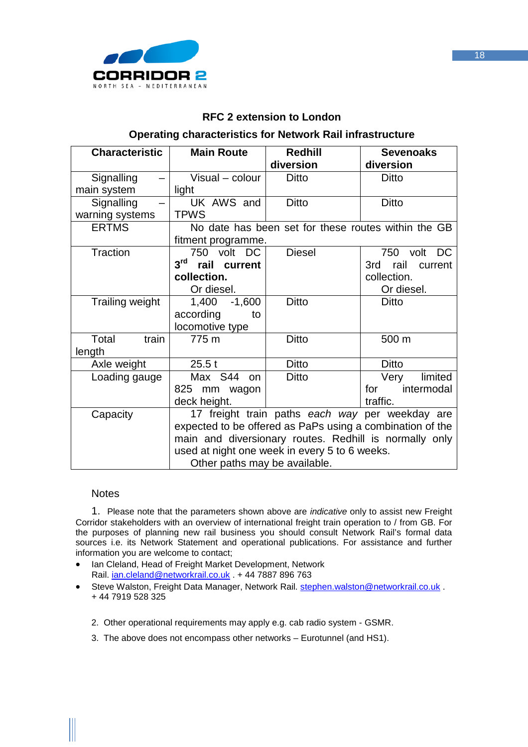**RFC 2 extension to London**

**Operating characteristics for Network Rail infrastructure**

| Characteristic | Main Route | Redhill diversion | Sevenoaks diversion |
|---|---|---|---|
| Signalling – main system | Visual – colour light | Ditto | Ditto |
| Signalling – warning systems | UK AWS and TPWS | Ditto | Ditto |
| ERTMS | No date has been set for these routes within the GB fitment programme. | | |
| Traction | 750 volt DC **3rd rail current collection.** Or diesel. | Diesel | 750 volt DC 3rd rail current collection. Or diesel. |
| Trailing weight | 1,400 -1,600 according to locomotive type | Ditto | Ditto |
| Total train length | 775 m | Ditto | 500 m |
| Axle weight | 25.5 t | Ditto | Ditto |
| Loading gauge | Max S44 on 825 mm wagon deck height. | Ditto | Very limited for intermodal traffic. |
| Capacity | 17 freight train paths *each way* per weekday are expected to be offered as PaPs using a combination of the main and diversionary routes. Redhill is normally only used at night one week in every 5 to 6 weeks. Other paths may be available. | | |

Notes

1. Please note that the parameters shown above are *indicative* only to assist new Freight Corridor stakeholders with an overview of international freight train operation to / from GB. For the purposes of planning new rail business you should consult Network Rail's formal data sources i.e. its Network Statement and operational publications. For assistance and further information you are welcome to contact;

- Ian Cleland, Head of Freight Market Development, Network Rail. ian.cleland@networkrail.co.uk . + 44 7887 896 763
- Steve Walston, Freight Data Manager, Network Rail. stephen.walston@networkrail.co.uk . + 44 7919 528 325

2. Other operational requirements may apply e.g. cab radio system - GSMR.
3. The above does not encompass other networks – Eurotunnel (and HS1).